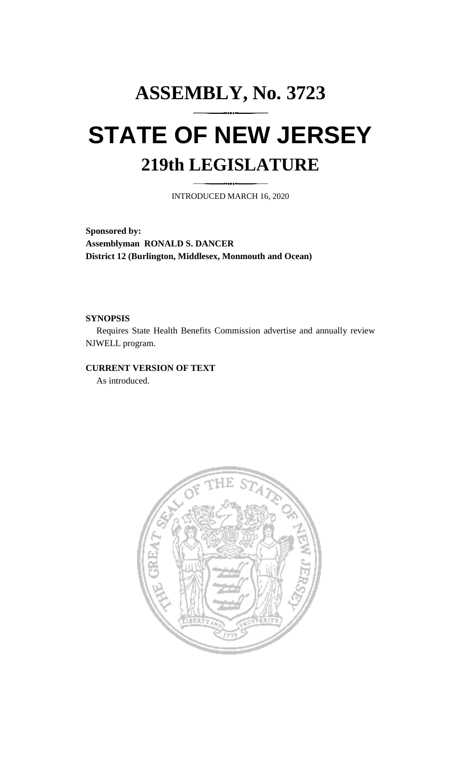# ASSEMBLY, No. 3723

# STATE OF NEW JERSEY

## 219th LEGISLATURE

INTRODUCED MARCH 16, 2020

**Sponsored by:**
**Assemblyman RONALD S. DANCER**
**District 12 (Burlington, Middlesex, Monmouth and Ocean)**

**SYNOPSIS**

Requires State Health Benefits Commission advertise and annually review NJWELL program.

**CURRENT VERSION OF TEXT**

As introduced.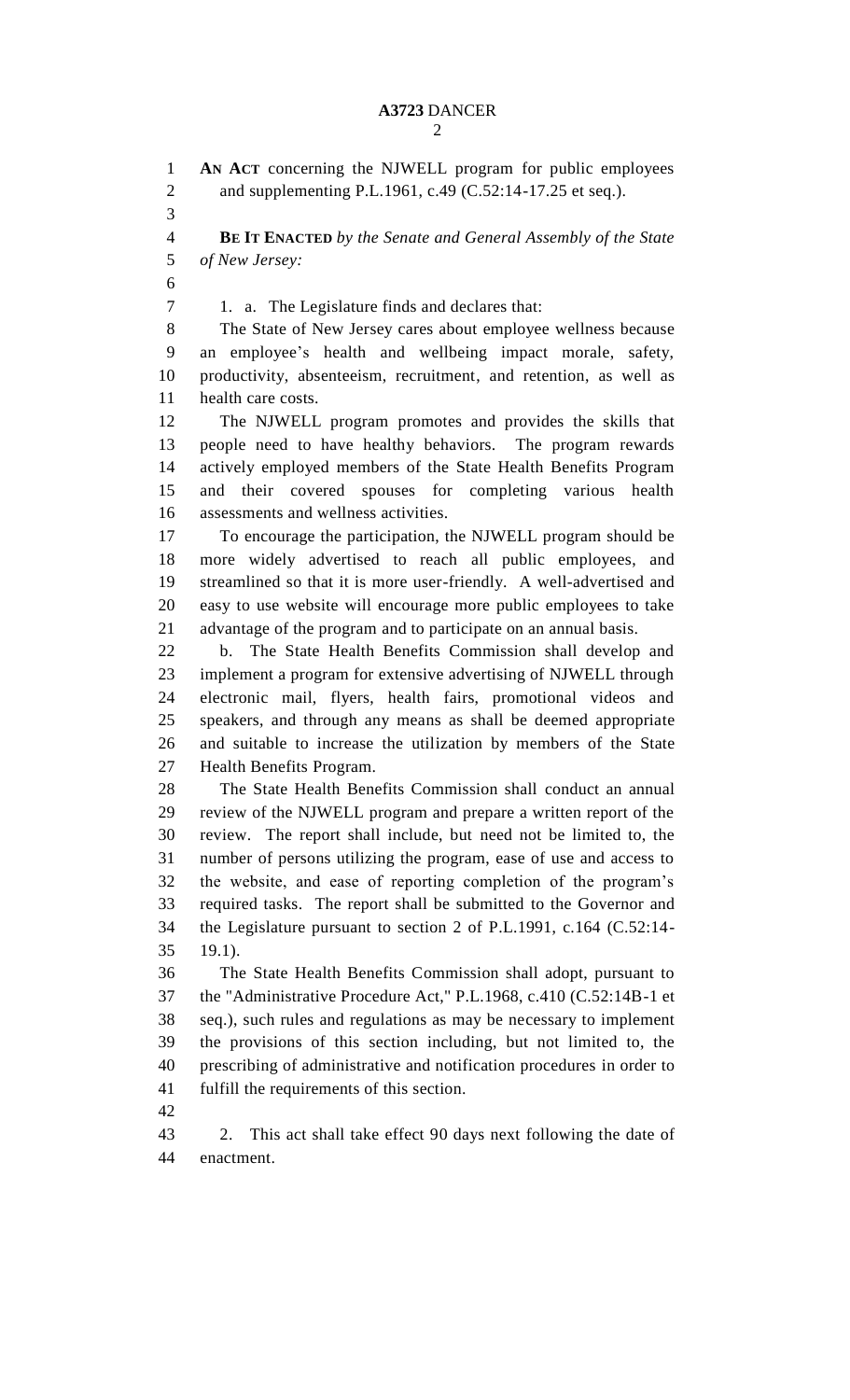**AN ACT** concerning the NJWELL program for public employees and supplementing P.L.1961, c.49 (C.52:14-17.25 et seq.).

**BE IT ENACTED** *by the Senate and General Assembly of the State of New Jersey:*

1. a. The Legislature finds and declares that:

The State of New Jersey cares about employee wellness because an employee's health and wellbeing impact morale, safety, productivity, absenteeism, recruitment, and retention, as well as health care costs.

The NJWELL program promotes and provides the skills that people need to have healthy behaviors. The program rewards actively employed members of the State Health Benefits Program and their covered spouses for completing various health assessments and wellness activities.

To encourage the participation, the NJWELL program should be more widely advertised to reach all public employees, and streamlined so that it is more user-friendly. A well-advertised and easy to use website will encourage more public employees to take advantage of the program and to participate on an annual basis.

b. The State Health Benefits Commission shall develop and implement a program for extensive advertising of NJWELL through electronic mail, flyers, health fairs, promotional videos and speakers, and through any means as shall be deemed appropriate and suitable to increase the utilization by members of the State Health Benefits Program.

The State Health Benefits Commission shall conduct an annual review of the NJWELL program and prepare a written report of the review. The report shall include, but need not be limited to, the number of persons utilizing the program, ease of use and access to the website, and ease of reporting completion of the program's required tasks. The report shall be submitted to the Governor and the Legislature pursuant to section 2 of P.L.1991, c.164 (C.52:14-19.1).

The State Health Benefits Commission shall adopt, pursuant to the "Administrative Procedure Act," P.L.1968, c.410 (C.52:14B-1 et seq.), such rules and regulations as may be necessary to implement the provisions of this section including, but not limited to, the prescribing of administrative and notification procedures in order to fulfill the requirements of this section.

2. This act shall take effect 90 days next following the date of enactment.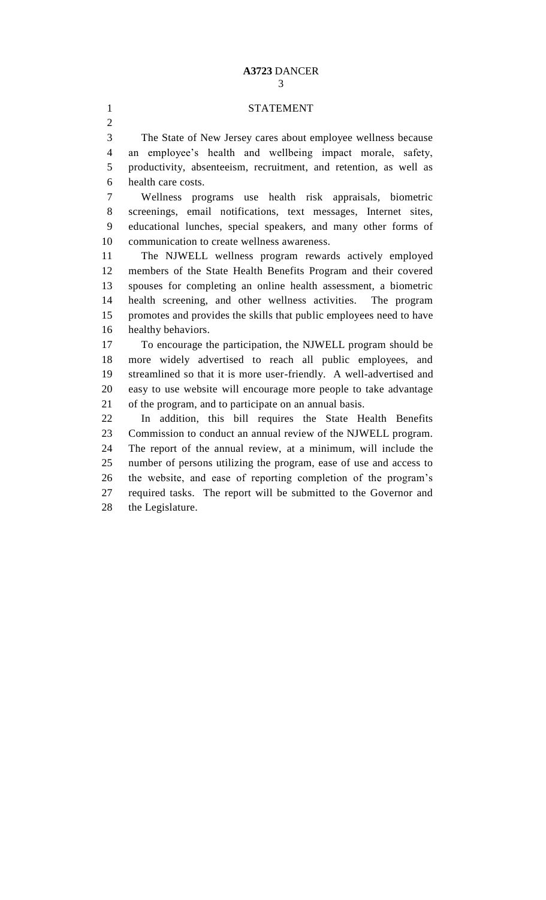## STATEMENT

The State of New Jersey cares about employee wellness because an employee's health and wellbeing impact morale, safety, productivity, absenteeism, recruitment, and retention, as well as health care costs.

Wellness programs use health risk appraisals, biometric screenings, email notifications, text messages, Internet sites, educational lunches, special speakers, and many other forms of communication to create wellness awareness.

The NJWELL wellness program rewards actively employed members of the State Health Benefits Program and their covered spouses for completing an online health assessment, a biometric health screening, and other wellness activities. The program promotes and provides the skills that public employees need to have healthy behaviors.

To encourage the participation, the NJWELL program should be more widely advertised to reach all public employees, and streamlined so that it is more user-friendly. A well-advertised and easy to use website will encourage more people to take advantage of the program, and to participate on an annual basis.

In addition, this bill requires the State Health Benefits Commission to conduct an annual review of the NJWELL program. The report of the annual review, at a minimum, will include the number of persons utilizing the program, ease of use and access to the website, and ease of reporting completion of the program's required tasks. The report will be submitted to the Governor and the Legislature.